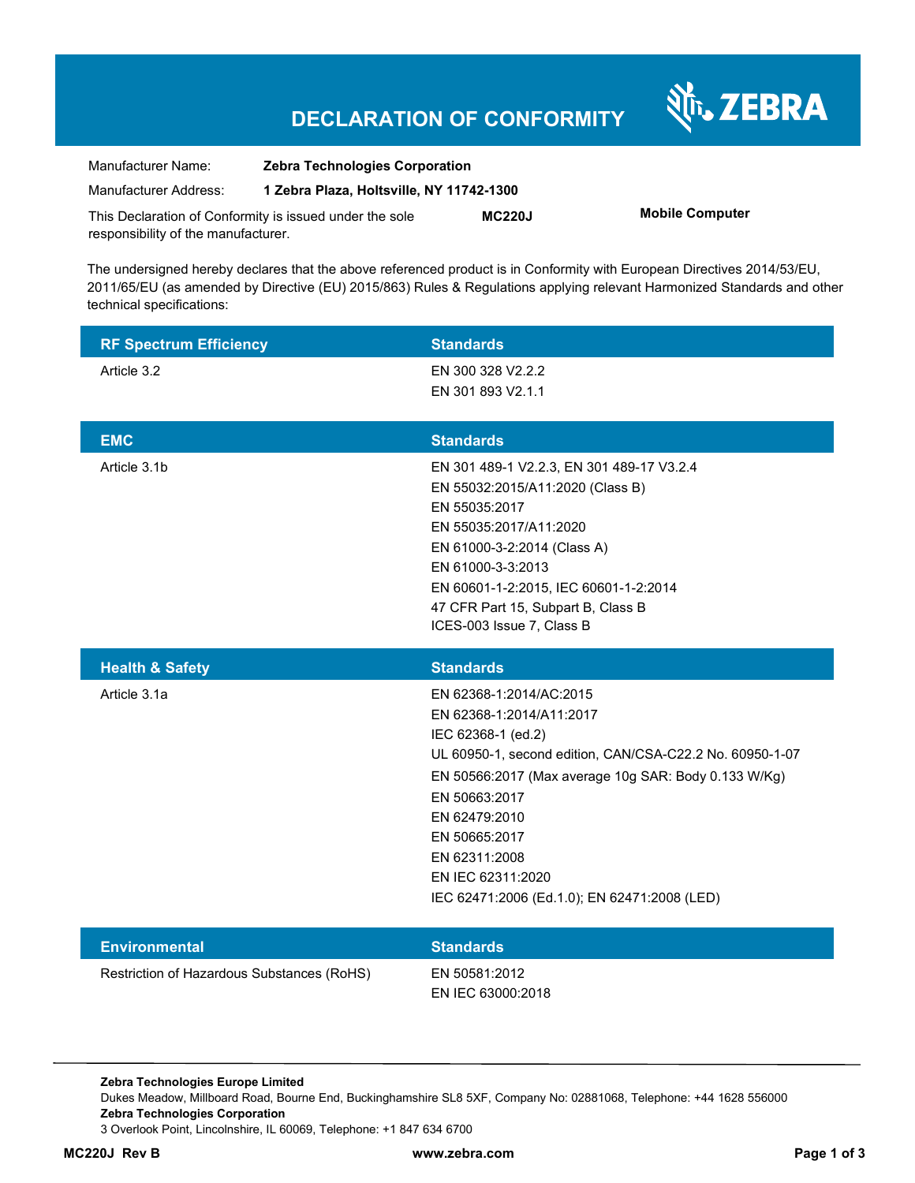# DECLARATION OF CONFORMITY

ZEBRA

Manufacturer Name: **Zebra Technologies Corporation**

Manufacturer Address: **1 Zebra Plaza, Holtsville, NY 11742-1300**

This Declaration of Conformity is issued under the sole responsibility of the manufacturer. **MC220J** **Mobile Computer**

The undersigned hereby declares that the above referenced product is in Conformity with European Directives 2014/53/EU, 2011/65/EU (as amended by Directive (EU) 2015/863) Rules & Regulations applying relevant Harmonized Standards and other technical specifications:

| RF Spectrum Efficiency | Standards |
|---|---|
| Article 3.2 | EN 300 328 V2.2.2<br>EN 301 893 V2.1.1 |

| EMC | Standards |
|---|---|
| Article 3.1b | EN 301 489-1 V2.2.3, EN 301 489-17 V3.2.4<br>EN 55032:2015/A11:2020 (Class B)<br>EN 55035:2017<br>EN 55035:2017/A11:2020<br>EN 61000-3-2:2014 (Class A)<br>EN 61000-3-3:2013<br>EN 60601-1-2:2015, IEC 60601-1-2:2014<br>47 CFR Part 15, Subpart B, Class B<br>ICES-003 Issue 7, Class B |

| Health & Safety | Standards |
|---|---|
| Article 3.1a | EN 62368-1:2014/AC:2015<br>EN 62368-1:2014/A11:2017<br>IEC 62368-1 (ed.2)<br>UL 60950-1, second edition, CAN/CSA-C22.2 No. 60950-1-07<br>EN 50566:2017 (Max average 10g SAR: Body 0.133 W/Kg)<br>EN 50663:2017<br>EN 62479:2010<br>EN 50665:2017<br>EN 62311:2008<br>EN IEC 62311:2020<br>IEC 62471:2006 (Ed.1.0); EN 62471:2008 (LED) |

| Environmental | Standards |
|---|---|
| Restriction of Hazardous Substances (RoHS) | EN 50581:2012<br>EN IEC 63000:2018 |

**Zebra Technologies Europe Limited**
Dukes Meadow, Millboard Road, Bourne End, Buckinghamshire SL8 5XF, Company No: 02881068, Telephone: +44 1628 556000
**Zebra Technologies Corporation**
3 Overlook Point, Lincolnshire, IL 60069, Telephone: +1 847 634 6700

**MC220J Rev B** **www.zebra.com**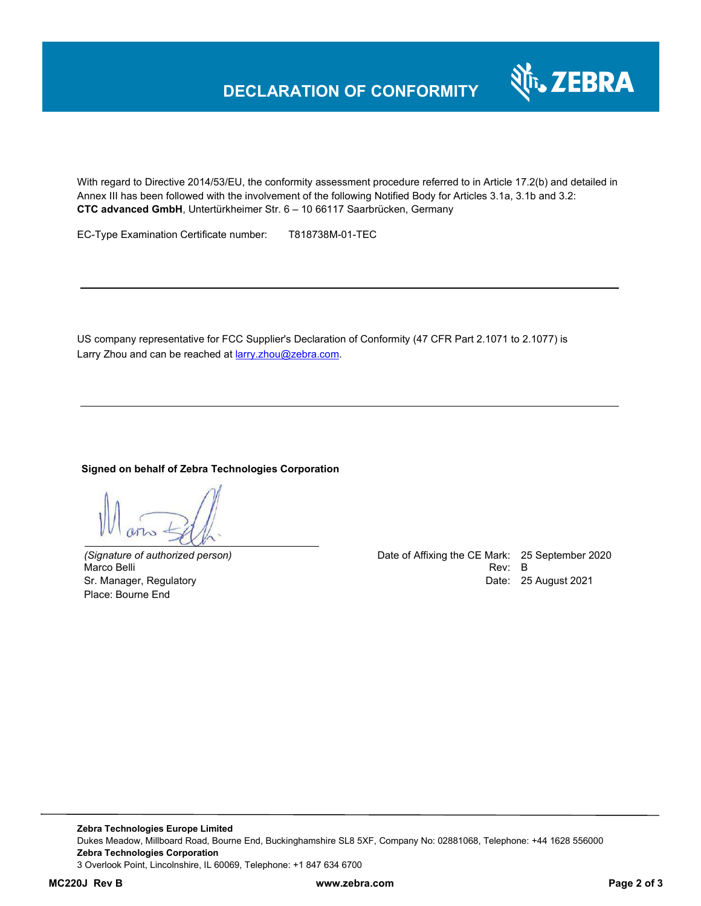# DECLARATION OF CONFORMITY

With regard to Directive 2014/53/EU, the conformity assessment procedure referred to in Article 17.2(b) and detailed in Annex III has been followed with the involvement of the following Notified Body for Articles 3.1a, 3.1b and 3.2:
**CTC advanced GmbH**, Untertürkheimer Str. 6 – 10 66117 Saarbrücken, Germany

EC-Type Examination Certificate number: T818738M-01-TEC

---

US company representative for FCC Supplier's Declaration of Conformity (47 CFR Part 2.1071 to 2.1077) is Larry Zhou and can be reached at larry.zhou@zebra.com.

---

**Signed on behalf of Zebra Technologies Corporation**

*(Signature of authorized person)*
Marco Belli
Sr. Manager, Regulatory
Place: Bourne End

Date of Affixing the CE Mark: 25 September 2020
Rev: B
Date: 25 August 2021

**Zebra Technologies Europe Limited**
Dukes Meadow, Millboard Road, Bourne End, Buckinghamshire SL8 5XF, Company No: 02881068, Telephone: +44 1628 556000
**Zebra Technologies Corporation**
3 Overlook Point, Lincolnshire, IL 60069, Telephone: +1 847 634 6700

**MC220J Rev B** **www.zebra.com**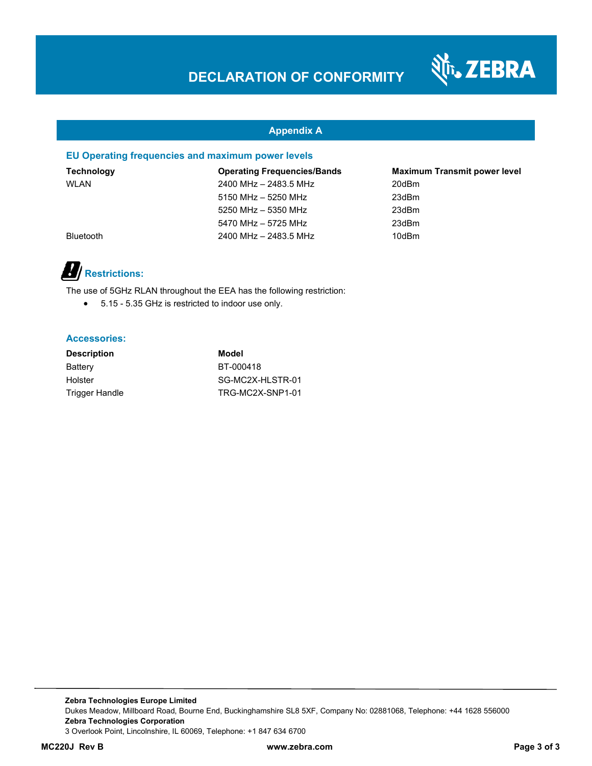## Appendix A

### EU Operating frequencies and maximum power levels

| Technology | Operating Frequencies/Bands | Maximum Transmit power level |
|---|---|---|
| WLAN | 2400 MHz – 2483.5 MHz | 20dBm |
| | 5150 MHz – 5250 MHz | 23dBm |
| | 5250 MHz – 5350 MHz | 23dBm |
| | 5470 MHz – 5725 MHz | 23dBm |
| Bluetooth | 2400 MHz – 2483.5 MHz | 10dBm |

### Restrictions:

The use of 5GHz RLAN throughout the EEA has the following restriction:

- 5.15 - 5.35 GHz is restricted to indoor use only.

### Accessories:

| Description | Model |
|---|---|
| Battery | BT-000418 |
| Holster | SG-MC2X-HLSTR-01 |
| Trigger Handle | TRG-MC2X-SNP1-01 |

**Zebra Technologies Europe Limited**
Dukes Meadow, Millboard Road, Bourne End, Buckinghamshire SL8 5XF, Company No: 02881068, Telephone: +44 1628 556000
**Zebra Technologies Corporation**
3 Overlook Point, Lincolnshire, IL 60069, Telephone: +1 847 634 6700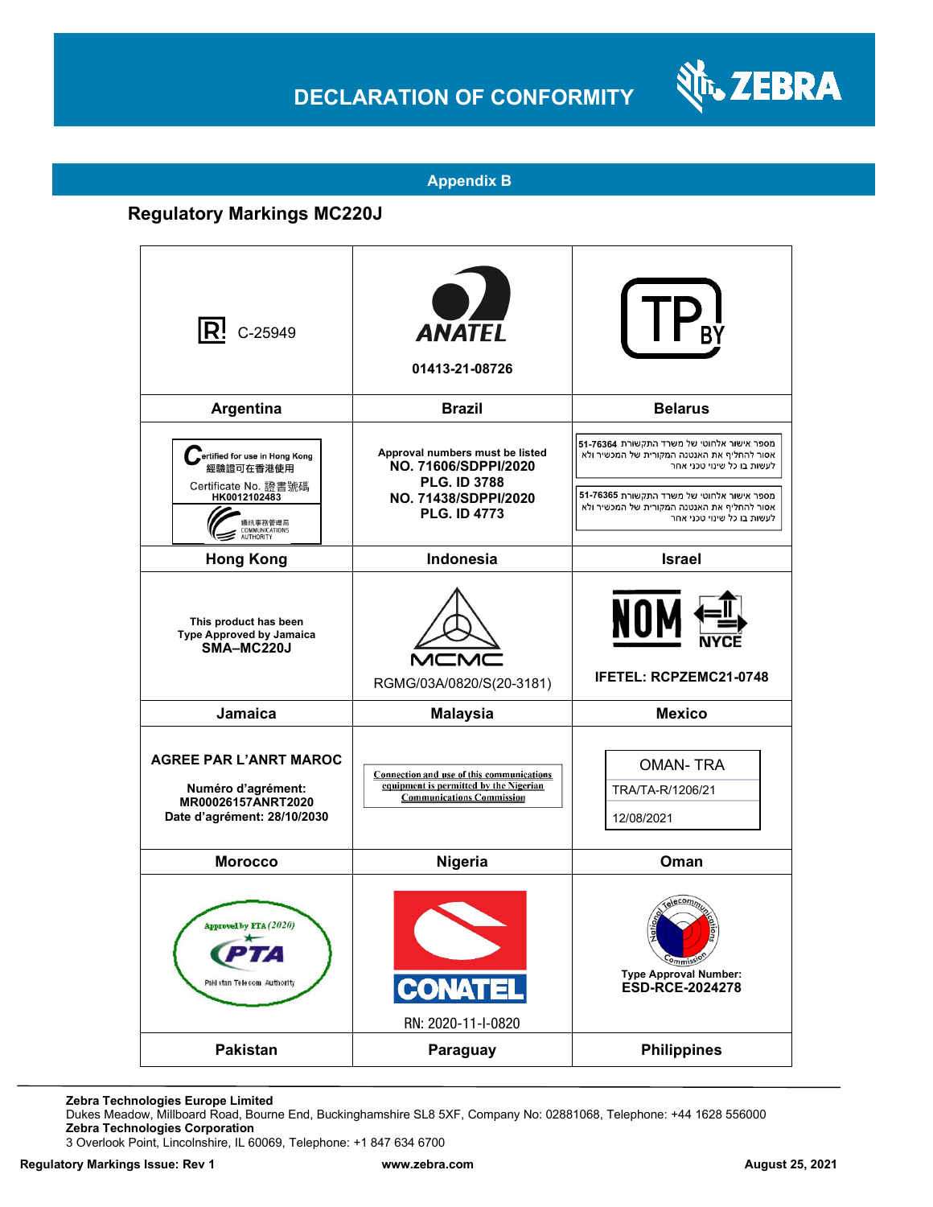## Appendix B

### Regulatory Markings MC220J

| | | |
|---|---|---|
| R C-25949 | ANATEL 01413-21-08726 | TP BY |
| **Argentina** | **Brazil** | **Belarus** |
| Certified for use in Hong Kong 經驗證可在香港使用 Certificate No. 證書號碼 HK0012102483 通訊事務管理局 COMMUNICATIONS AUTHORITY | Approval numbers must be listed **NO. 71606/SDPPI/2020 PLG. ID 3788 NO. 71438/SDPPI/2020 PLG. ID 4773** | מספר אישור אלחוטי של משרד התקשורת 51-76364 אסור להחליף את האנטנה המקורית של המכשיר ולא לעשות בו כל שינוי טכני אחר / מספר אישור אלחוטי של משרד התקשורת 51-76365 אסור להחליף את האנטנה המקורית של המכשיר ולא לעשות בו כל שינוי טכני אחר |
| **Hong Kong** | **Indonesia** | **Israel** |
| This product has been Type Approved by Jamaica **SMA–MC220J** | MCMC RGMG/03A/0820/S(20-3181) | NOM NYCE **IFETEL: RCPZEMC21-0748** |
| **Jamaica** | **Malaysia** | **Mexico** |
| **AGREE PAR L'ANRT MAROC** **Numéro d'agrément: MR00026157ANRT2020 Date d'agrément: 28/10/2030** | Connection and use of this communications equipment is permitted by the Nigerian Communications Commission | OMAN- TRA TRA/TA-R/1206/21 12/08/2021 |
| **Morocco** | **Nigeria** | **Oman** |
| Approved by PTA (2020) PTA Pakistan Telecom Authority | CONATEL RN: 2020-11-I-0820 | National Telecommunications Commission Type Approval Number: **ESD-RCE-2024278** |
| **Pakistan** | **Paraguay** | **Philippines** |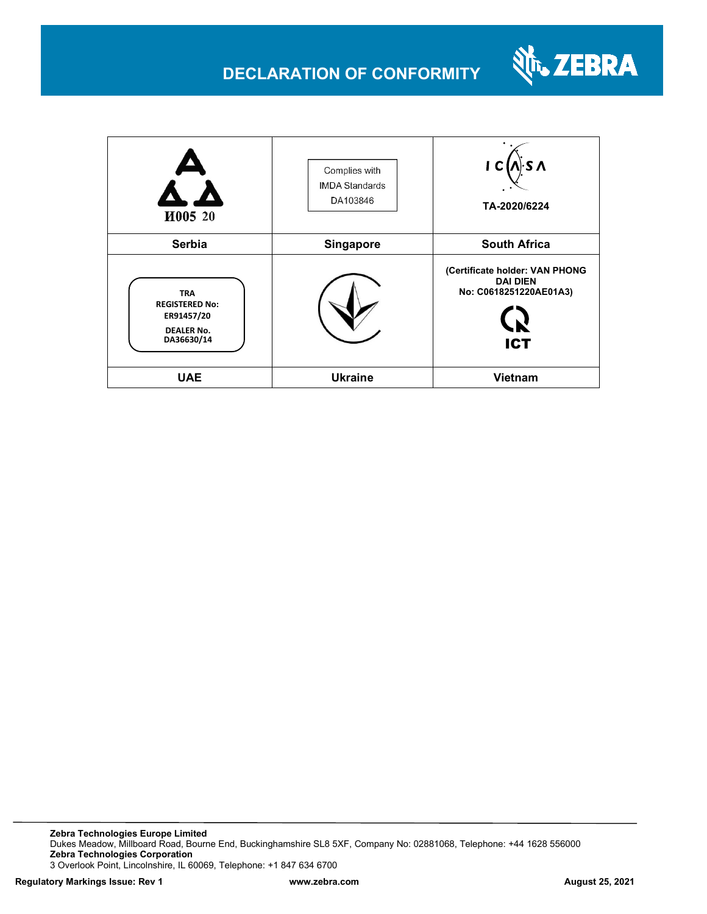# DECLARATION OF CONFORMITY

| | | |
|---|---|---|
| И005 20 | Complies with IMDA Standards DA103846 | ICASA TA-2020/6224 |
| **Serbia** | **Singapore** | **South Africa** |
| TRA REGISTERED No: ER91457/20 DEALER No. DA36630/14 | | **(Certificate holder: VAN PHONG DAI DIEN No: C0618251220AE01A3)** ICT |
| **UAE** | **Ukraine** | **Vietnam** |

**Zebra Technologies Europe Limited**
Dukes Meadow, Millboard Road, Bourne End, Buckinghamshire SL8 5XF, Company No: 02881068, Telephone: +44 1628 556000
**Zebra Technologies Corporation**
3 Overlook Point, Lincolnshire, IL 60069, Telephone: +1 847 634 6700

**Regulatory Markings Issue: Rev 1** **www.zebra.com** **August 25, 2021**